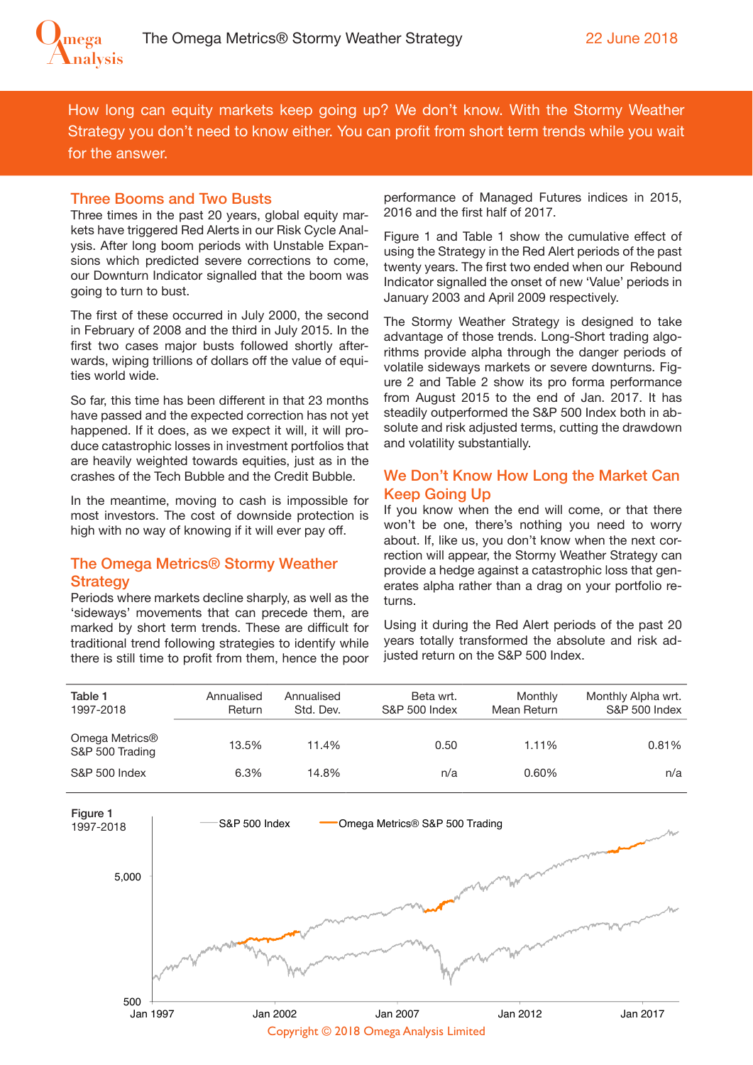# The Omega Metrics® Stormy Weather Strategy

22 June 2018

How long can equity markets keep going up? We don't know. With the Stormy Weather Strategy you don't need to know either. You can profit from short term trends while you wait for the answer.

## Three Booms and Two Busts

Three times in the past 20 years, global equity markets have triggered Red Alerts in our Risk Cycle Analysis. After long boom periods with Unstable Expansions which predicted severe corrections to come, our Downturn Indicator signalled that the boom was going to turn to bust.

The first of these occurred in July 2000, the second in February of 2008 and the third in July 2015. In the first two cases major busts followed shortly afterwards, wiping trillions of dollars off the value of equities world wide.

So far, this time has been different in that 23 months have passed and the expected correction has not yet happened. If it does, as we expect it will, it will produce catastrophic losses in investment portfolios that are heavily weighted towards equities, just as in the crashes of the Tech Bubble and the Credit Bubble.

In the meantime, moving to cash is impossible for most investors. The cost of downside protection is high with no way of knowing if it will ever pay off.

## The Omega Metrics® Stormy Weather Strategy

Periods where markets decline sharply, as well as the 'sideways' movements that can precede them, are marked by short term trends. These are difficult for traditional trend following strategies to identify while there is still time to profit from them, hence the poor performance of Managed Futures indices in 2015, 2016 and the first half of 2017.

Figure 1 and Table 1 show the cumulative effect of using the Strategy in the Red Alert periods of the past twenty years. The first two ended when our Rebound Indicator signalled the onset of new 'Value' periods in January 2003 and April 2009 respectively.

The Stormy Weather Strategy is designed to take advantage of those trends. Long-Short trading algorithms provide alpha through the danger periods of volatile sideways markets or severe downturns. Figure 2 and Table 2 show its pro forma performance from August 2015 to the end of Jan. 2017. It has steadily outperformed the S&P 500 Index both in absolute and risk adjusted terms, cutting the drawdown and volatility substantially.

## We Don't Know How Long the Market Can Keep Going Up

If you know when the end will come, or that there won't be one, there's nothing you need to worry about. If, like us, you don't know when the next correction will appear, the Stormy Weather Strategy can provide a hedge against a catastrophic loss that generates alpha rather than a drag on your portfolio returns.

Using it during the Red Alert periods of the past 20 years totally transformed the absolute and risk adjusted return on the S&P 500 Index.

| Table 1 1997-2018 | Annualised Return | Annualised Std. Dev. | Beta wrt. S&P 500 Index | Monthly Mean Return | Monthly Alpha wrt. S&P 500 Index |
|---|---|---|---|---|---|
| Omega Metrics® S&P 500 Trading | 13.5% | 11.4% | 0.50 | 1.11% | 0.81% |
| S&P 500 Index | 6.3% | 14.8% | n/a | 0.60% | n/a |

Figure 1
1997-2018

Copyright © 2018 Omega Analysis Limited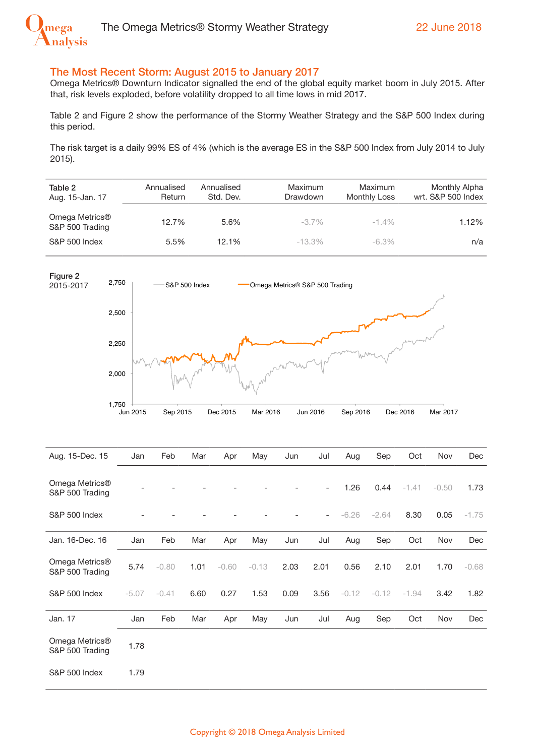## The Most Recent Storm: August 2015 to January 2017

Omega Metrics® Downturn Indicator signalled the end of the global equity market boom in July 2015. After that, risk levels exploded, before volatility dropped to all time lows in mid 2017.

Table 2 and Figure 2 show the performance of the Stormy Weather Strategy and the S&P 500 Index during this period.

The risk target is a daily 99% ES of 4% (which is the average ES in the S&P 500 Index from July 2014 to July 2015).

| Table 2 Aug. 15-Jan. 17 | Annualised Return | Annualised Std. Dev. | Maximum Drawdown | Maximum Monthly Loss | Monthly Alpha wrt. S&P 500 Index |
|---|---|---|---|---|---|
| Omega Metrics® S&P 500 Trading | 12.7% | 5.6% | -3.7% | -1.4% | 1.12% |
| S&P 500 Index | 5.5% | 12.1% | -13.3% | -6.3% | n/a |

Figure 2
2015-2017

| Aug. 15-Dec. 15 | Jan | Feb | Mar | Apr | May | Jun | Jul | Aug | Sep | Oct | Nov | Dec |
|---|---|---|---|---|---|---|---|---|---|---|---|---|
| Omega Metrics® S&P 500 Trading | - | - | - | - | - | - | - | 1.26 | 0.44 | -1.41 | -0.50 | 1.73 |
| S&P 500 Index | - | - | - | - | - | - | - | -6.26 | -2.64 | 8.30 | 0.05 | -1.75 |
| **Jan. 16-Dec. 16** | **Jan** | **Feb** | **Mar** | **Apr** | **May** | **Jun** | **Jul** | **Aug** | **Sep** | **Oct** | **Nov** | **Dec** |
| Omega Metrics® S&P 500 Trading | 5.74 | -0.80 | 1.01 | -0.60 | -0.13 | 2.03 | 2.01 | 0.56 | 2.10 | 2.01 | 1.70 | -0.68 |
| S&P 500 Index | -5.07 | -0.41 | 6.60 | 0.27 | 1.53 | 0.09 | 3.56 | -0.12 | -0.12 | -1.94 | 3.42 | 1.82 |
| **Jan. 17** | **Jan** | **Feb** | **Mar** | **Apr** | **May** | **Jun** | **Jul** | **Aug** | **Sep** | **Oct** | **Nov** | **Dec** |
| Omega Metrics® S&P 500 Trading | 1.78 | | | | | | | | | | | |
| S&P 500 Index | 1.79 | | | | | | | | | | | |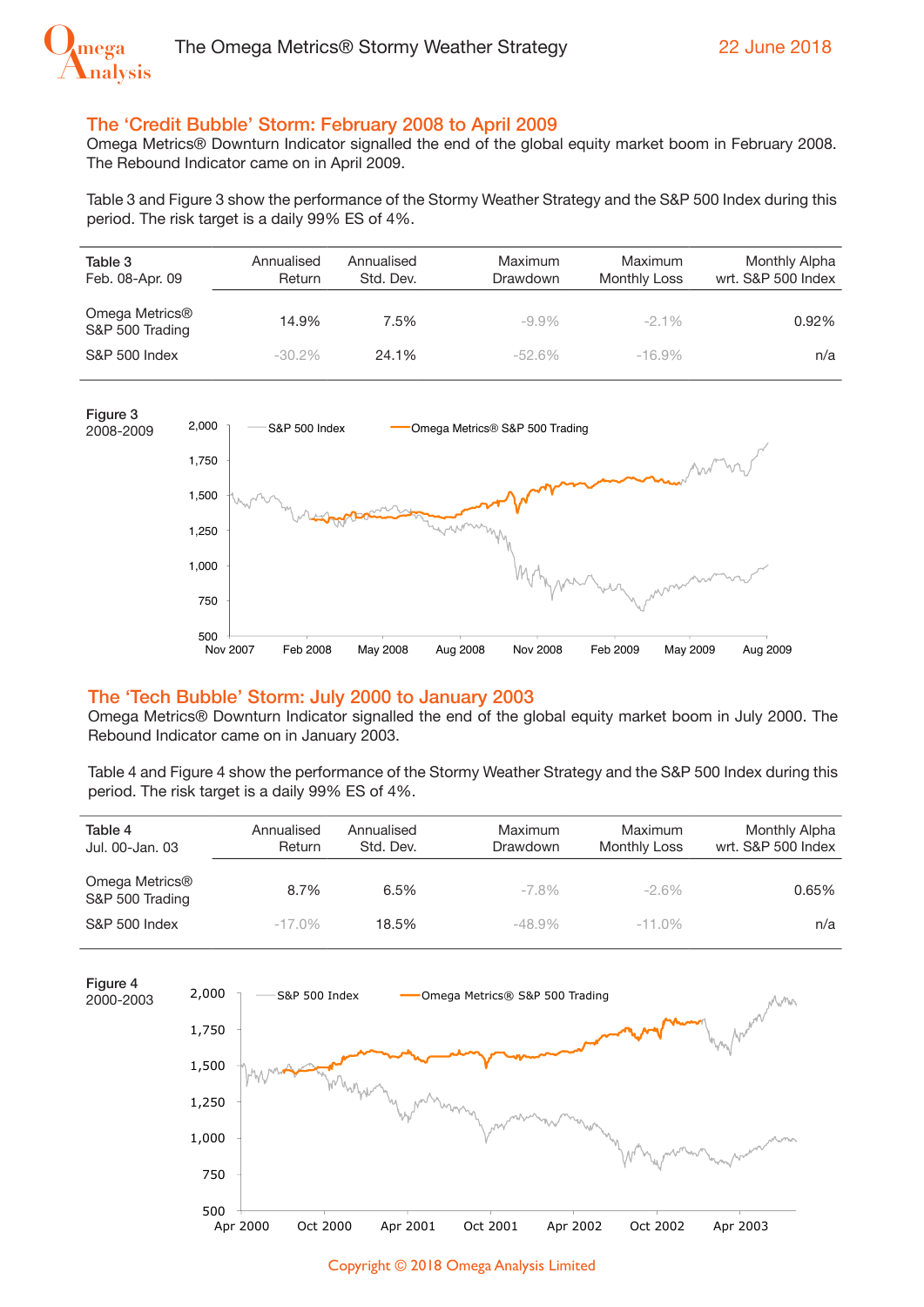## The 'Credit Bubble' Storm: February 2008 to April 2009

Omega Metrics® Downturn Indicator signalled the end of the global equity market boom in February 2008. The Rebound Indicator came on in April 2009.

Table 3 and Figure 3 show the performance of the Stormy Weather Strategy and the S&P 500 Index during this period. The risk target is a daily 99% ES of 4%.

| Table 3<br>Feb. 08-Apr. 09 | Annualised Return | Annualised Std. Dev. | Maximum Drawdown | Maximum Monthly Loss | Monthly Alpha wrt. S&P 500 Index |
|---|---|---|---|---|---|
| Omega Metrics® S&P 500 Trading | 14.9% | 7.5% | -9.9% | -2.1% | 0.92% |
| S&P 500 Index | -30.2% | 24.1% | -52.6% | -16.9% | n/a |

Figure 3
2008-2009

## The 'Tech Bubble' Storm: July 2000 to January 2003

Omega Metrics® Downturn Indicator signalled the end of the global equity market boom in July 2000. The Rebound Indicator came on in January 2003.

Table 4 and Figure 4 show the performance of the Stormy Weather Strategy and the S&P 500 Index during this period. The risk target is a daily 99% ES of 4%.

| Table 4<br>Jul. 00-Jan. 03 | Annualised Return | Annualised Std. Dev. | Maximum Drawdown | Maximum Monthly Loss | Monthly Alpha wrt. S&P 500 Index |
|---|---|---|---|---|---|
| Omega Metrics® S&P 500 Trading | 8.7% | 6.5% | -7.8% | -2.6% | 0.65% |
| S&P 500 Index | -17.0% | 18.5% | -48.9% | -11.0% | n/a |

Figure 4
2000-2003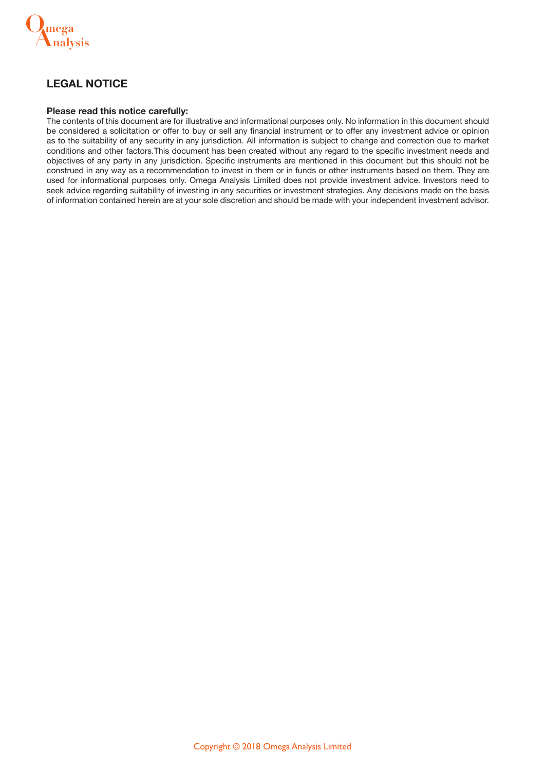## LEGAL NOTICE

**Please read this notice carefully:**

The contents of this document are for illustrative and informational purposes only. No information in this document should be considered a solicitation or offer to buy or sell any financial instrument or to offer any investment advice or opinion as to the suitability of any security in any jurisdiction. All information is subject to change and correction due to market conditions and other factors.This document has been created without any regard to the specific investment needs and objectives of any party in any jurisdiction. Specific instruments are mentioned in this document but this should not be construed in any way as a recommendation to invest in them or in funds or other instruments based on them. They are used for informational purposes only. Omega Analysis Limited does not provide investment advice. Investors need to seek advice regarding suitability of investing in any securities or investment strategies. Any decisions made on the basis of information contained herein are at your sole discretion and should be made with your independent investment advisor.

Copyright © 2018 Omega Analysis Limited